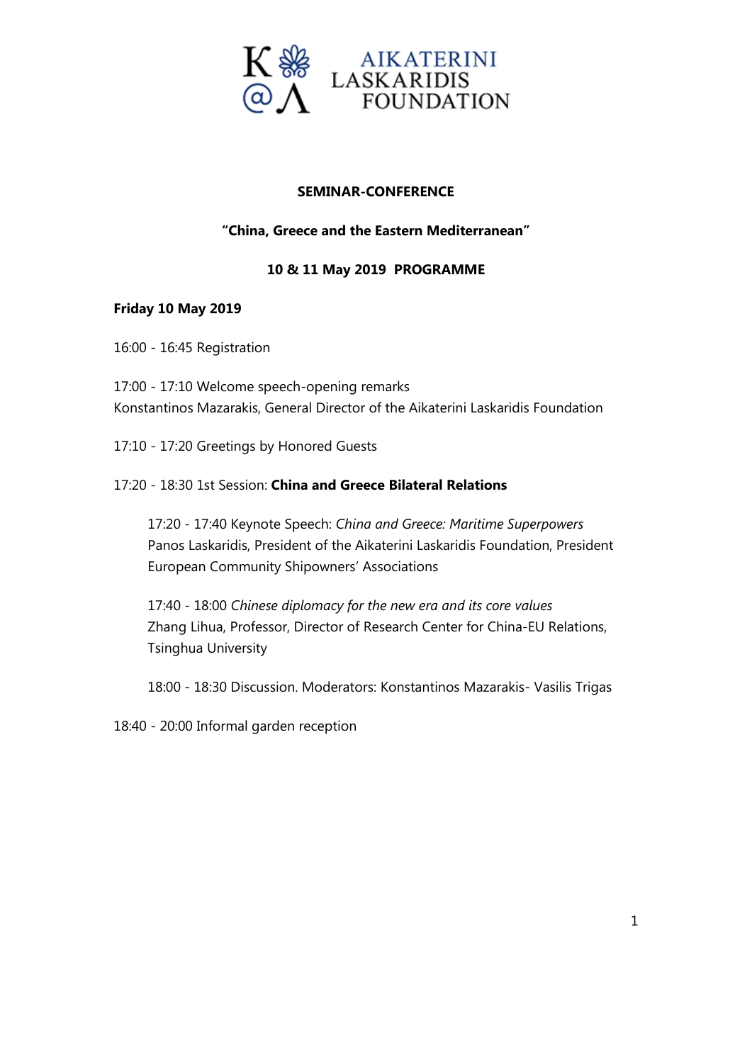AIKATERINI LASKARIDIS FOUNDATION

**SEMINAR-CONFERENCE**

**"China, Greece and the Eastern Mediterranean"**

**10 & 11 May 2019 PROGRAMME**

**Friday 10 May 2019**

16:00 - 16:45 Registration

17:00 - 17:10 Welcome speech-opening remarks
Konstantinos Mazarakis, General Director of the Aikaterini Laskaridis Foundation

17:10 - 17:20 Greetings by Honored Guests

17:20 - 18:30 1st Session: **China and Greece Bilateral Relations**

> 17:20 - 17:40 Keynote Speech: *China and Greece: Maritime Superpowers*
> Panos Laskaridis, President of the Aikaterini Laskaridis Foundation, President European Community Shipowners' Associations
>
> 17:40 - 18:00 *Chinese diplomacy for the new era and its core values*
> Zhang Lihua, Professor, Director of Research Center for China-EU Relations, Tsinghua University
>
> 18:00 - 18:30 Discussion. Moderators: Konstantinos Mazarakis- Vasilis Trigas

18:40 - 20:00 Informal garden reception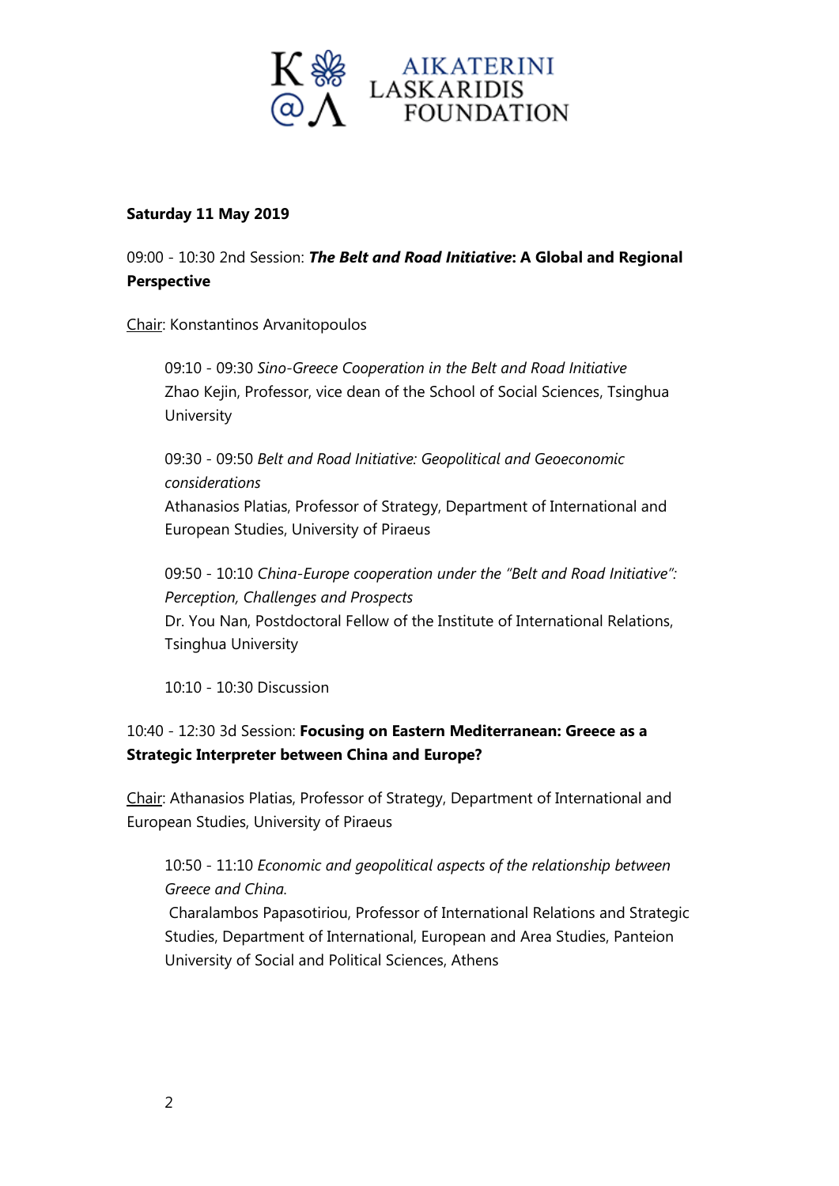**Saturday 11 May 2019**

09:00 - 10:30 2nd Session: ***The Belt and Road Initiative*: A Global and Regional Perspective**

Chair: Konstantinos Arvanitopoulos

> 09:10 - 09:30 *Sino-Greece Cooperation in the Belt and Road Initiative*
> Zhao Kejin, Professor, vice dean of the School of Social Sciences, Tsinghua University
>
> 09:30 - 09:50 *Belt and Road Initiative: Geopolitical and Geoeconomic considerations*
> Athanasios Platias, Professor of Strategy, Department of International and European Studies, University of Piraeus
>
> 09:50 - 10:10 *China-Europe cooperation under the "Belt and Road Initiative": Perception, Challenges and Prospects*
> Dr. You Nan, Postdoctoral Fellow of the Institute of International Relations, Tsinghua University
>
> 10:10 - 10:30 Discussion

10:40 - 12:30 3d Session: **Focusing on Eastern Mediterranean: Greece as a Strategic Interpreter between China and Europe?**

Chair: Athanasios Platias, Professor of Strategy, Department of International and European Studies, University of Piraeus

> 10:50 - 11:10 *Economic and geopolitical aspects of the relationship between Greece and China.*
> Charalambos Papasotiriou, Professor of International Relations and Strategic Studies, Department of International, European and Area Studies, Panteion University of Social and Political Sciences, Athens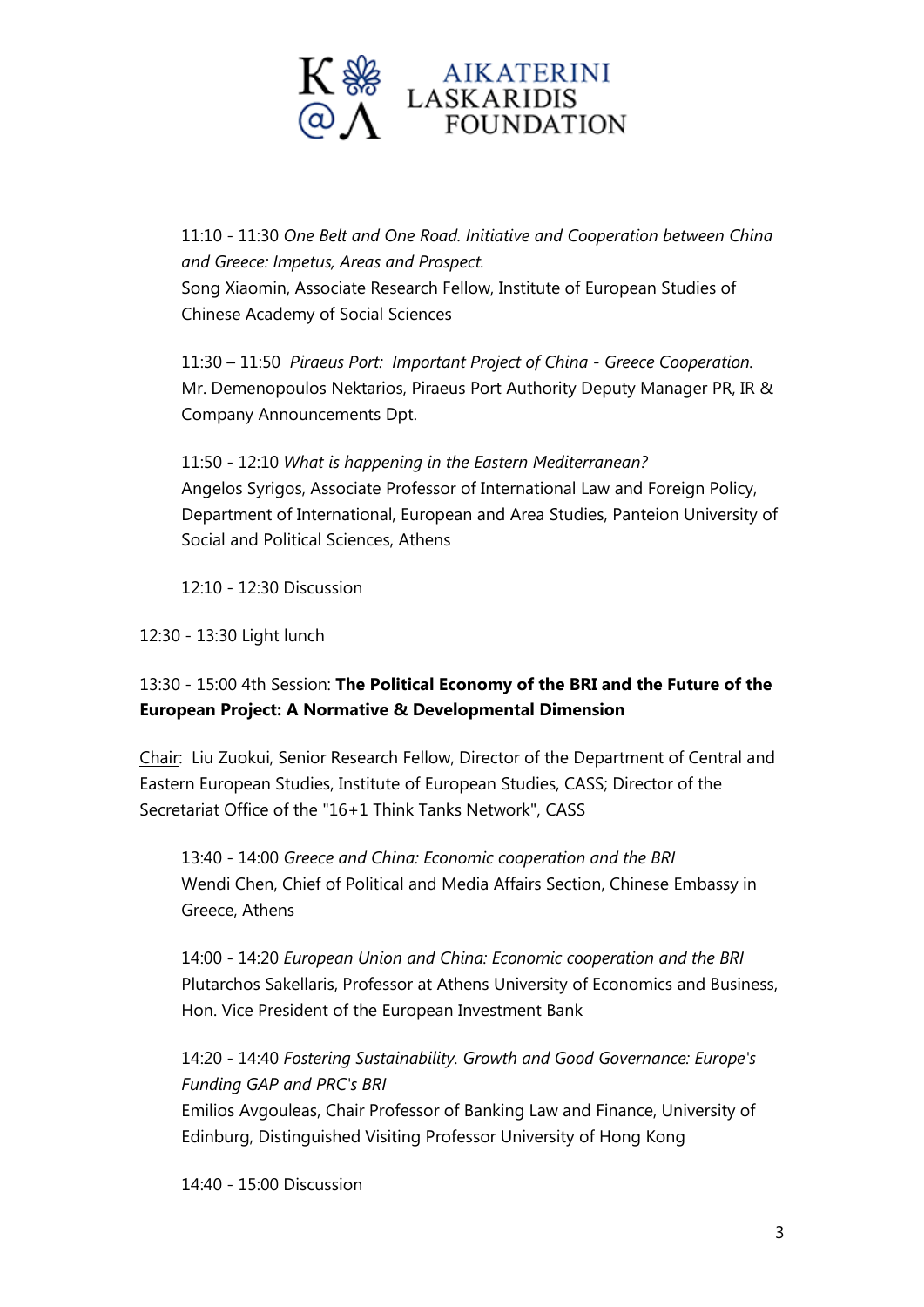11:10 - 11:30 *One Belt and One Road. Initiative and Cooperation between China and Greece: Impetus, Areas and Prospect.*
Song Xiaomin, Associate Research Fellow, Institute of European Studies of Chinese Academy of Social Sciences

11:30 – 11:50 *Piraeus Port: Important Project of China - Greece Cooperation.*
Mr. Demenopoulos Nektarios, Piraeus Port Authority Deputy Manager PR, IR & Company Announcements Dpt.

11:50 - 12:10 *What is happening in the Eastern Mediterranean?*
Angelos Syrigos, Associate Professor of International Law and Foreign Policy, Department of International, European and Area Studies, Panteion University of Social and Political Sciences, Athens

12:10 - 12:30 Discussion

12:30 - 13:30 Light lunch

13:30 - 15:00 4th Session: **The Political Economy of the BRI and the Future of the European Project: A Normative & Developmental Dimension**

Chair: Liu Zuokui, Senior Research Fellow, Director of the Department of Central and Eastern European Studies, Institute of European Studies, CASS; Director of the Secretariat Office of the "16+1 Think Tanks Network", CASS

13:40 - 14:00 *Greece and China: Economic cooperation and the BRI*
Wendi Chen, Chief of Political and Media Affairs Section, Chinese Embassy in Greece, Athens

14:00 - 14:20 *European Union and China: Economic cooperation and the BRI*
Plutarchos Sakellaris, Professor at Athens University of Economics and Business, Hon. Vice President of the European Investment Bank

14:20 - 14:40 *Fostering Sustainability. Growth and Good Governance: Europe's Funding GAP and PRC's BRI*
Emilios Avgouleas, Chair Professor of Banking Law and Finance, University of Edinburg, Distinguished Visiting Professor University of Hong Kong

14:40 - 15:00 Discussion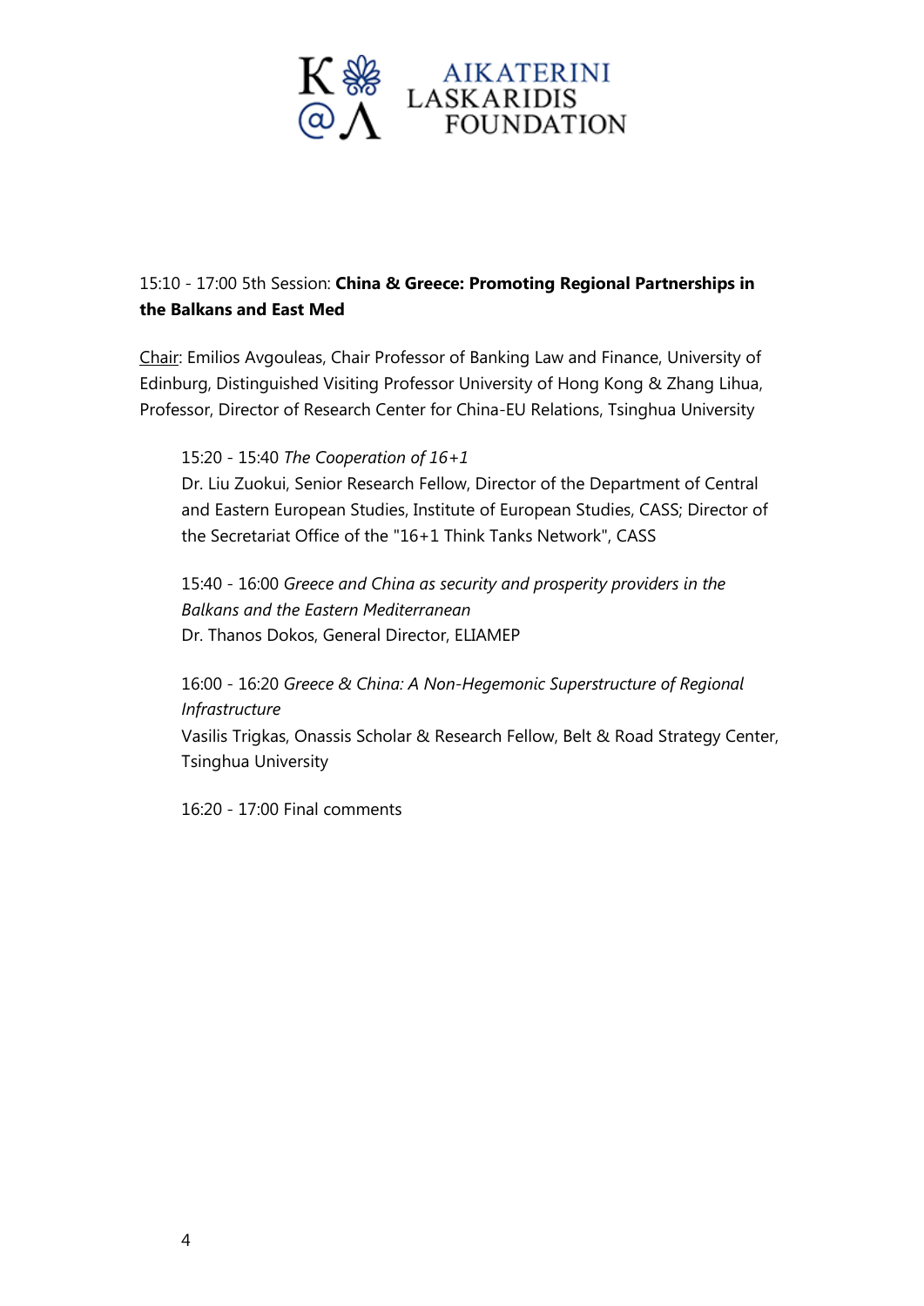15:10 - 17:00 5th Session: **China & Greece: Promoting Regional Partnerships in the Balkans and East Med**

Chair: Emilios Avgouleas, Chair Professor of Banking Law and Finance, University of Edinburg, Distinguished Visiting Professor University of Hong Kong & Zhang Lihua, Professor, Director of Research Center for China-EU Relations, Tsinghua University

15:20 - 15:40 *The Cooperation of 16+1*
Dr. Liu Zuokui, Senior Research Fellow, Director of the Department of Central and Eastern European Studies, Institute of European Studies, CASS; Director of the Secretariat Office of the "16+1 Think Tanks Network", CASS

15:40 - 16:00 *Greece and China as security and prosperity providers in the Balkans and the Eastern Mediterranean*
Dr. Thanos Dokos, General Director, ELIAMEP

16:00 - 16:20 *Greece & China: A Non-Hegemonic Superstructure of Regional Infrastructure*
Vasilis Trigkas, Onassis Scholar & Research Fellow, Belt & Road Strategy Center, Tsinghua University

16:20 - 17:00 Final comments